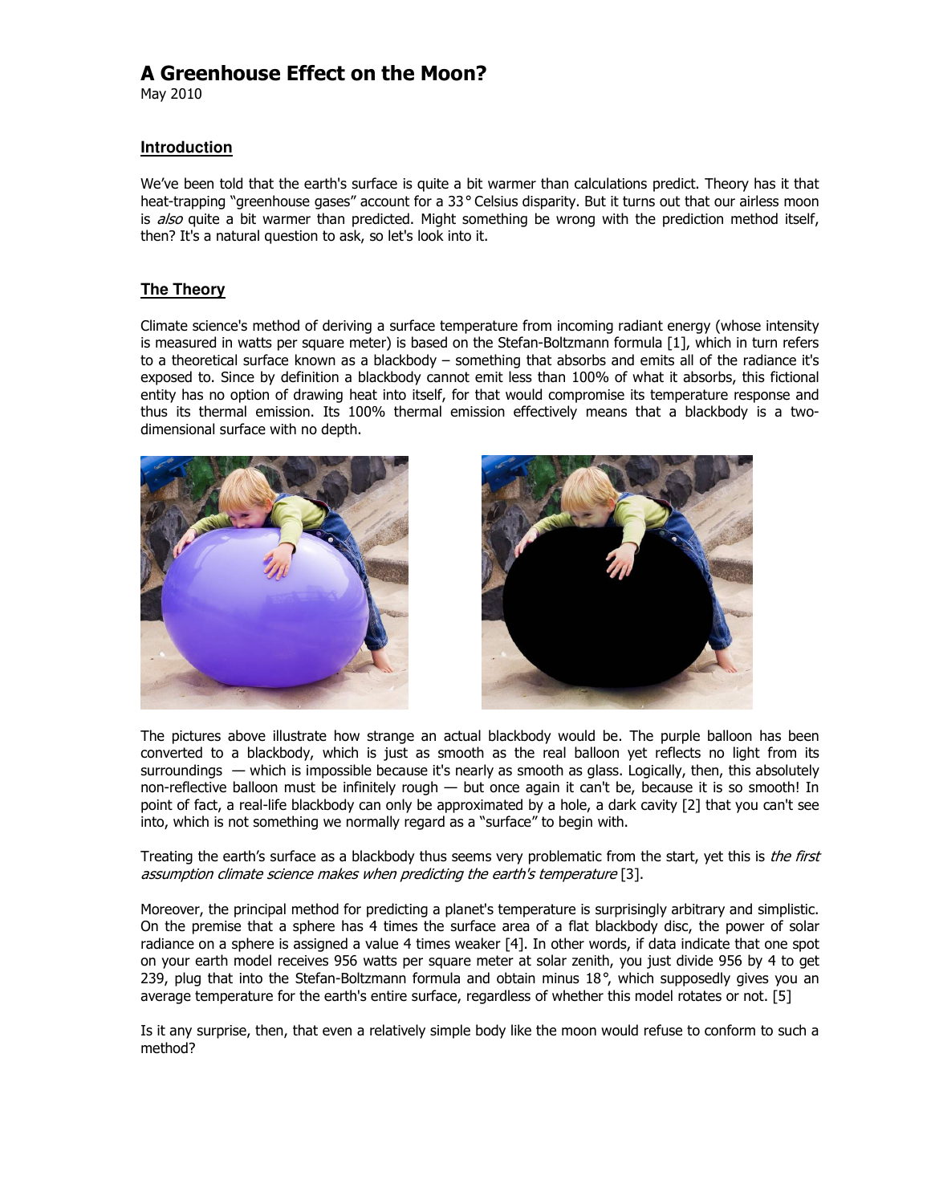# A Greenhouse Effect on the Moon?

May 2010

## Introduction

We've been told that the earth's surface is quite a bit warmer than calculations predict. Theory has it that heat-trapping "greenhouse gases" account for a 33° Celsius disparity. But it turns out that our airless moon is *also* quite a bit warmer than predicted. Might something be wrong with the prediction method itself, then? It's a natural question to ask, so let's look into it.

## The Theory

Climate science's method of deriving a surface temperature from incoming radiant energy (whose intensity is measured in watts per square meter) is based on the Stefan-Boltzmann formula [1], which in turn refers to a theoretical surface known as a blackbody – something that absorbs and emits all of the radiance it's exposed to. Since by definition a blackbody cannot emit less than 100% of what it absorbs, this fictional entity has no option of drawing heat into itself, for that would compromise its temperature response and thus its thermal emission. Its 100% thermal emission effectively means that a blackbody is a two-dimensional surface with no depth.

The pictures above illustrate how strange an actual blackbody would be. The purple balloon has been converted to a blackbody, which is just as smooth as the real balloon yet reflects no light from its surroundings — which is impossible because it's nearly as smooth as glass. Logically, then, this absolutely non-reflective balloon must be infinitely rough — but once again it can't be, because it is so smooth! In point of fact, a real-life blackbody can only be approximated by a hole, a dark cavity [2] that you can't see into, which is not something we normally regard as a "surface" to begin with.

Treating the earth's surface as a blackbody thus seems very problematic from the start, yet this is *the first assumption climate science makes when predicting the earth's temperature* [3].

Moreover, the principal method for predicting a planet's temperature is surprisingly arbitrary and simplistic. On the premise that a sphere has 4 times the surface area of a flat blackbody disc, the power of solar radiance on a sphere is assigned a value 4 times weaker [4]. In other words, if data indicate that one spot on your earth model receives 956 watts per square meter at solar zenith, you just divide 956 by 4 to get 239, plug that into the Stefan-Boltzmann formula and obtain minus 18°, which supposedly gives you an average temperature for the earth's entire surface, regardless of whether this model rotates or not. [5]

Is it any surprise, then, that even a relatively simple body like the moon would refuse to conform to such a method?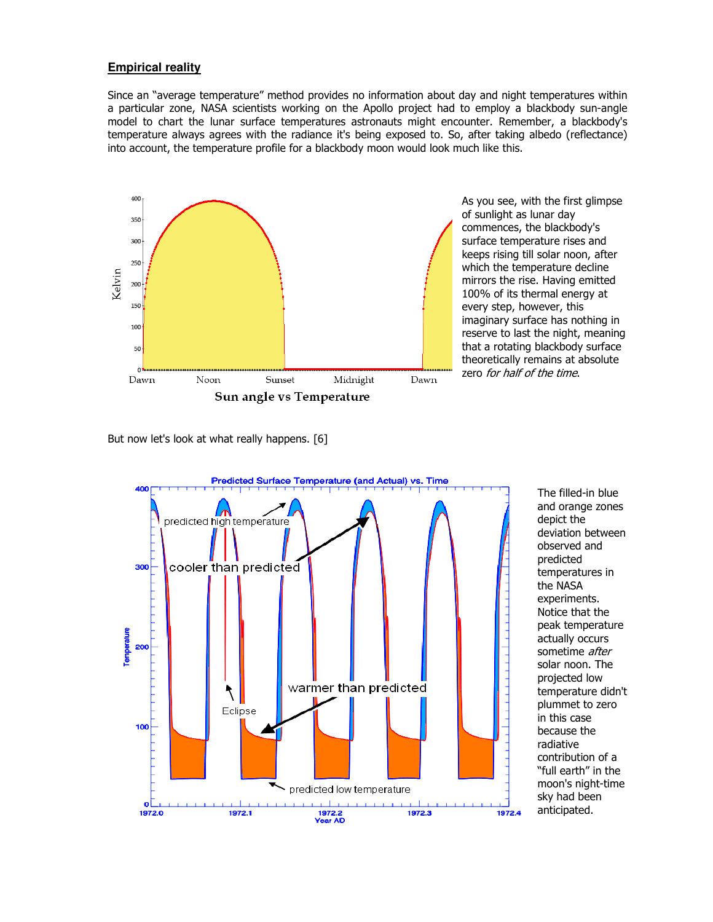## Empirical reality

Since an "average temperature" method provides no information about day and night temperatures within a particular zone, NASA scientists working on the Apollo project had to employ a blackbody sun-angle model to chart the lunar surface temperatures astronauts might encounter. Remember, a blackbody's temperature always agrees with the radiance it's being exposed to. So, after taking albedo (reflectance) into account, the temperature profile for a blackbody moon would look much like this.

As you see, with the first glimpse of sunlight as lunar day commences, the blackbody's surface temperature rises and keeps rising till solar noon, after which the temperature decline mirrors the rise. Having emitted 100% of its thermal energy at every step, however, this imaginary surface has nothing in reserve to last the night, meaning that a rotating blackbody surface theoretically remains at absolute zero *for half of the time*.

But now let's look at what really happens. [6]

The filled-in blue and orange zones depict the deviation between observed and predicted temperatures in the NASA experiments. Notice that the peak temperature actually occurs sometime *after* solar noon. The projected low temperature didn't plummet to zero in this case because the radiative contribution of a "full earth" in the moon's night-time sky had been anticipated.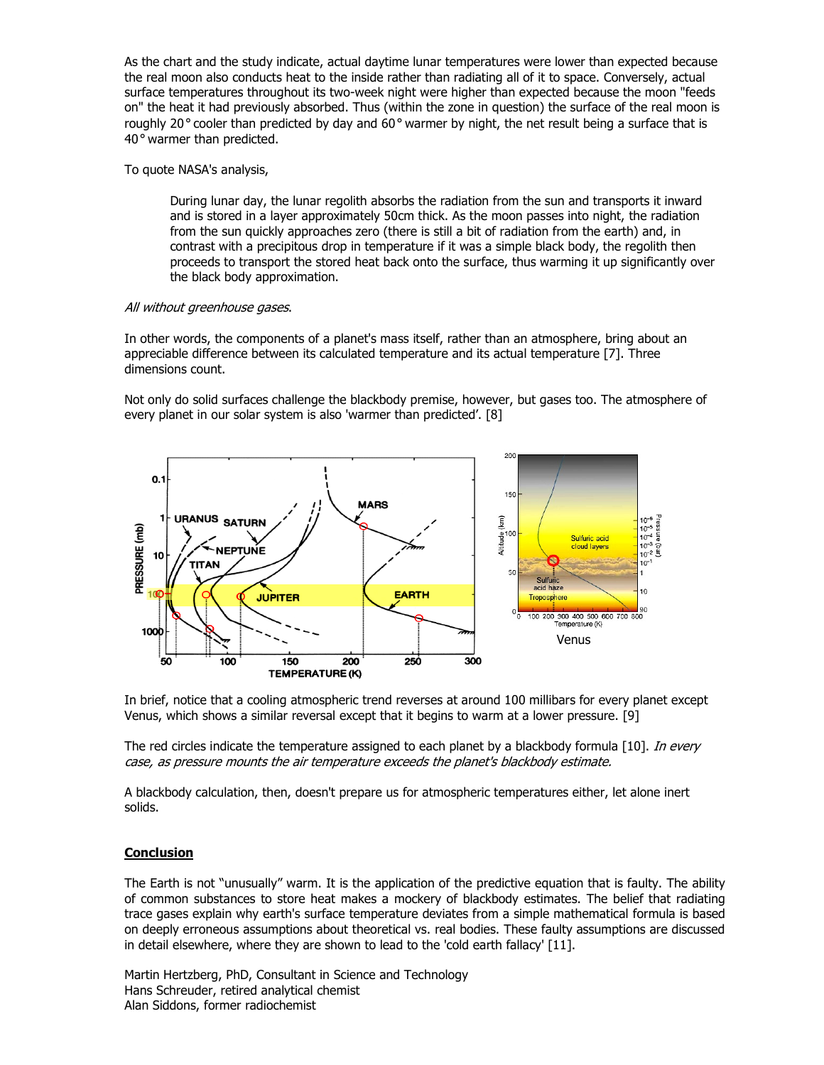As the chart and the study indicate, actual daytime lunar temperatures were lower than expected because the real moon also conducts heat to the inside rather than radiating all of it to space. Conversely, actual surface temperatures throughout its two-week night were higher than expected because the moon "feeds on" the heat it had previously absorbed. Thus (within the zone in question) the surface of the real moon is roughly 20° cooler than predicted by day and 60° warmer by night, the net result being a surface that is 40° warmer than predicted.

To quote NASA's analysis,

> During lunar day, the lunar regolith absorbs the radiation from the sun and transports it inward and is stored in a layer approximately 50cm thick. As the moon passes into night, the radiation from the sun quickly approaches zero (there is still a bit of radiation from the earth) and, in contrast with a precipitous drop in temperature if it was a simple black body, the regolith then proceeds to transport the stored heat back onto the surface, thus warming it up significantly over the black body approximation.

*All without greenhouse gases.*

In other words, the components of a planet's mass itself, rather than an atmosphere, bring about an appreciable difference between its calculated temperature and its actual temperature [7]. Three dimensions count.

Not only do solid surfaces challenge the blackbody premise, however, but gases too. The atmosphere of every planet in our solar system is also 'warmer than predicted'. [8]

Venus

In brief, notice that a cooling atmospheric trend reverses at around 100 millibars for every planet except Venus, which shows a similar reversal except that it begins to warm at a lower pressure. [9]

The red circles indicate the temperature assigned to each planet by a blackbody formula [10]. *In every case, as pressure mounts the air temperature exceeds the planet's blackbody estimate.*

A blackbody calculation, then, doesn't prepare us for atmospheric temperatures either, let alone inert solids.

## Conclusion

The Earth is not "unusually" warm. It is the application of the predictive equation that is faulty. The ability of common substances to store heat makes a mockery of blackbody estimates. The belief that radiating trace gases explain why earth's surface temperature deviates from a simple mathematical formula is based on deeply erroneous assumptions about theoretical vs. real bodies. These faulty assumptions are discussed in detail elsewhere, where they are shown to lead to the 'cold earth fallacy' [11].

Martin Hertzberg, PhD, Consultant in Science and Technology
Hans Schreuder, retired analytical chemist
Alan Siddons, former radiochemist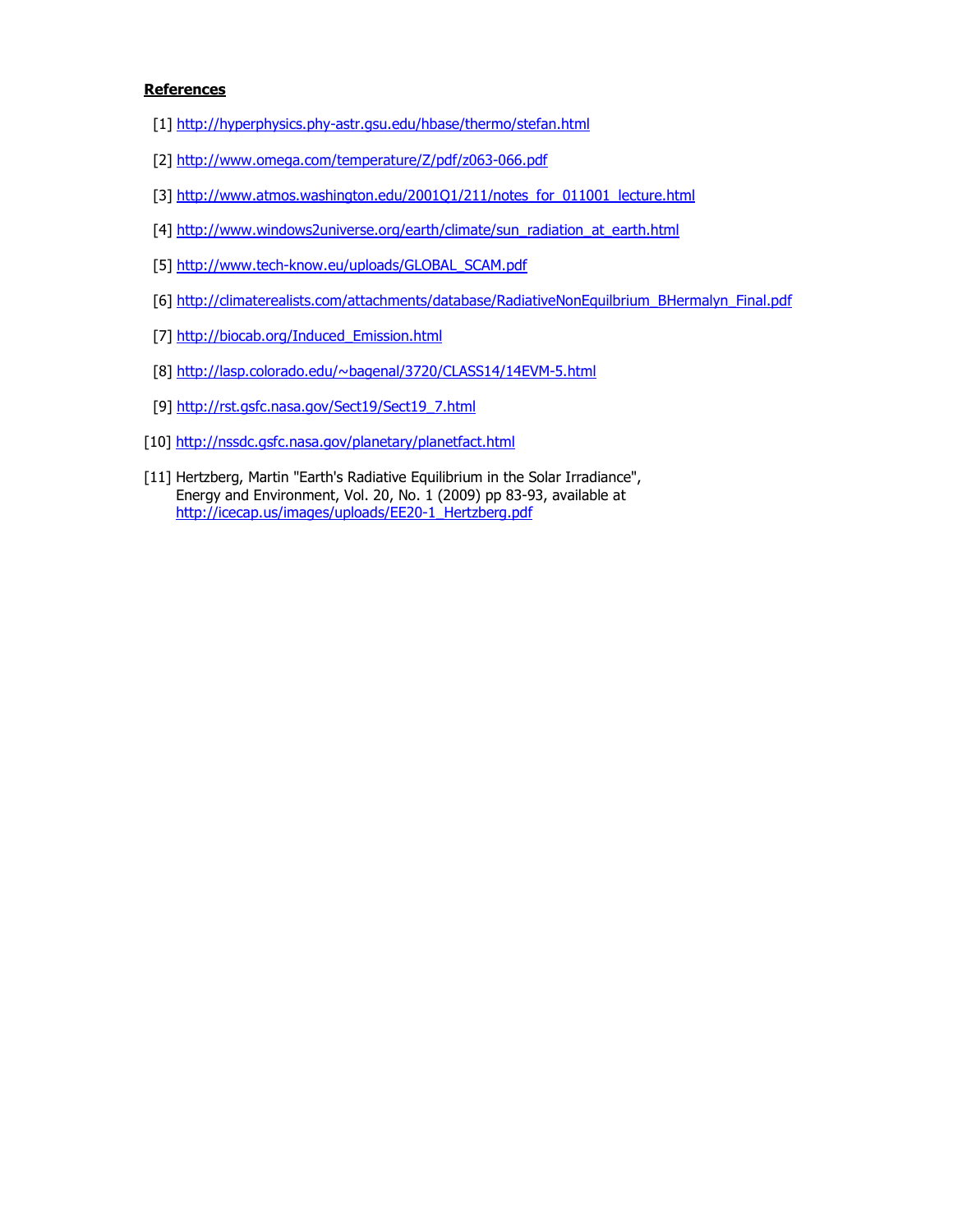**References**

[1] http://hyperphysics.phy-astr.gsu.edu/hbase/thermo/stefan.html

[2] http://www.omega.com/temperature/Z/pdf/z063-066.pdf

[3] http://www.atmos.washington.edu/2001Q1/211/notes_for_011001_lecture.html

[4] http://www.windows2universe.org/earth/climate/sun_radiation_at_earth.html

[5] http://www.tech-know.eu/uploads/GLOBAL_SCAM.pdf

[6] http://climaterealists.com/attachments/database/RadiativeNonEquilbrium_BHermalyn_Final.pdf

[7] http://biocab.org/Induced_Emission.html

[8] http://lasp.colorado.edu/~bagenal/3720/CLASS14/14EVM-5.html

[9] http://rst.gsfc.nasa.gov/Sect19/Sect19_7.html

[10] http://nssdc.gsfc.nasa.gov/planetary/planetfact.html

[11] Hertzberg, Martin "Earth's Radiative Equilibrium in the Solar Irradiance", Energy and Environment, Vol. 20, No. 1 (2009) pp 83-93, available at http://icecap.us/images/uploads/EE20-1_Hertzberg.pdf